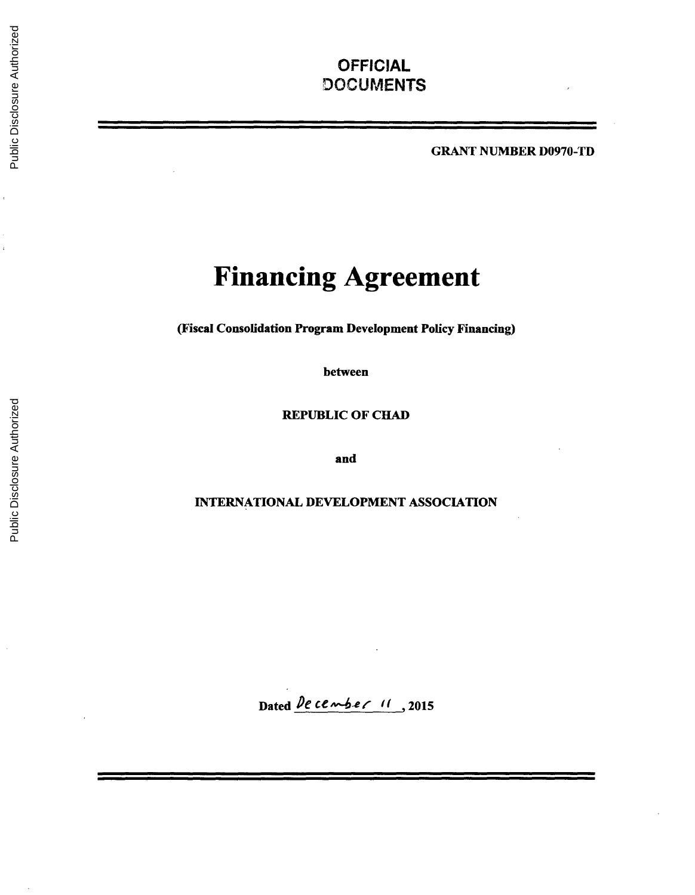**OFFICIAL DOCUMENTS**

**GRANT NUMBER D0970-TD**

# Financing Agreement

**(Fiscal Consolidation Program Development Policy Financing)**

**between**

**REPUBLIC OF CHAD**

**and**

**INTERNATIONAL DEVELOPMENT ASSOCIATION**

**Dated** December 11 **, 2015**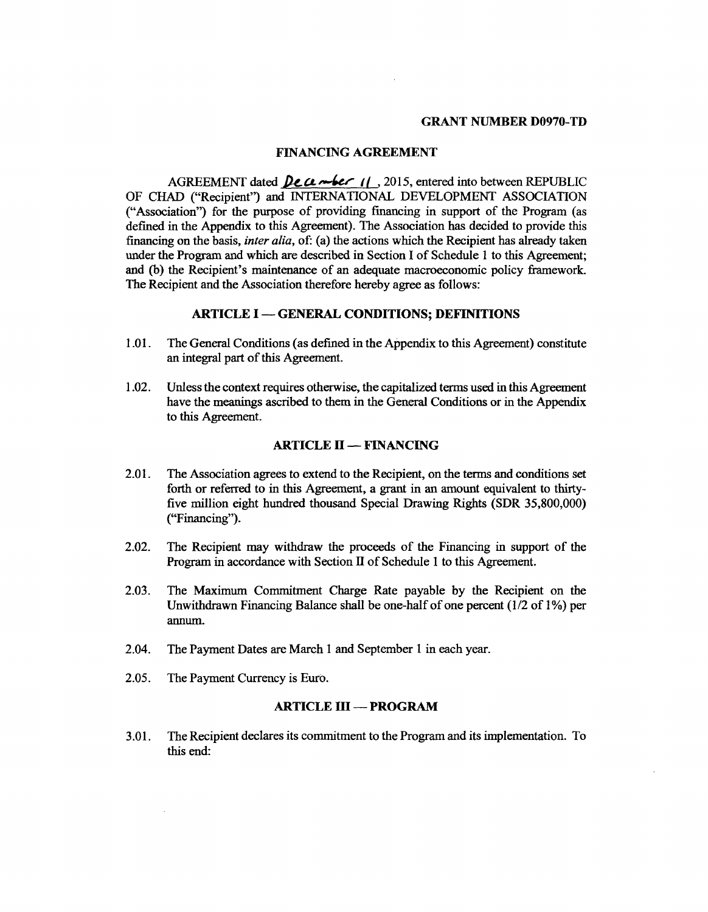**GRANT NUMBER D0970-TD**

# FINANCING AGREEMENT

AGREEMENT dated December 11, 2015, entered into between REPUBLIC OF CHAD ("Recipient") and INTERNATIONAL DEVELOPMENT ASSOCIATION ("Association") for the purpose of providing financing in support of the Program (as defined in the Appendix to this Agreement). The Association has decided to provide this financing on the basis, *inter alia*, of: (a) the actions which the Recipient has already taken under the Program and which are described in Section I of Schedule 1 to this Agreement; and (b) the Recipient's maintenance of an adequate macroeconomic policy framework. The Recipient and the Association therefore hereby agree as follows:

## ARTICLE I — GENERAL CONDITIONS; DEFINITIONS

1.01. The General Conditions (as defined in the Appendix to this Agreement) constitute an integral part of this Agreement.

1.02. Unless the context requires otherwise, the capitalized terms used in this Agreement have the meanings ascribed to them in the General Conditions or in the Appendix to this Agreement.

## ARTICLE II — FINANCING

2.01. The Association agrees to extend to the Recipient, on the terms and conditions set forth or referred to in this Agreement, a grant in an amount equivalent to thirty-five million eight hundred thousand Special Drawing Rights (SDR 35,800,000) ("Financing").

2.02. The Recipient may withdraw the proceeds of the Financing in support of the Program in accordance with Section II of Schedule 1 to this Agreement.

2.03. The Maximum Commitment Charge Rate payable by the Recipient on the Unwithdrawn Financing Balance shall be one-half of one percent (1/2 of 1%) per annum.

2.04. The Payment Dates are March 1 and September 1 in each year.

2.05. The Payment Currency is Euro.

## ARTICLE III — PROGRAM

3.01. The Recipient declares its commitment to the Program and its implementation. To this end: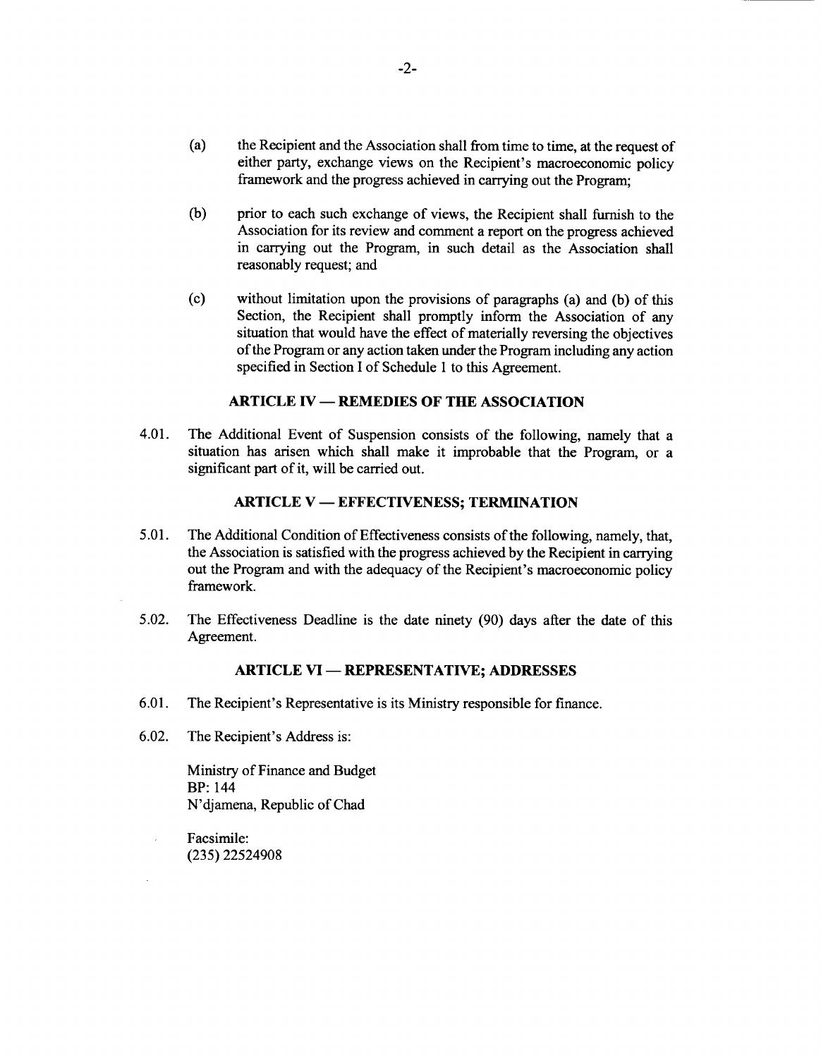(a) the Recipient and the Association shall from time to time, at the request of either party, exchange views on the Recipient's macroeconomic policy framework and the progress achieved in carrying out the Program;

(b) prior to each such exchange of views, the Recipient shall furnish to the Association for its review and comment a report on the progress achieved in carrying out the Program, in such detail as the Association shall reasonably request; and

(c) without limitation upon the provisions of paragraphs (a) and (b) of this Section, the Recipient shall promptly inform the Association of any situation that would have the effect of materially reversing the objectives of the Program or any action taken under the Program including any action specified in Section I of Schedule 1 to this Agreement.

## ARTICLE IV — REMEDIES OF THE ASSOCIATION

4.01. The Additional Event of Suspension consists of the following, namely that a situation has arisen which shall make it improbable that the Program, or a significant part of it, will be carried out.

## ARTICLE V — EFFECTIVENESS; TERMINATION

5.01. The Additional Condition of Effectiveness consists of the following, namely, that, the Association is satisfied with the progress achieved by the Recipient in carrying out the Program and with the adequacy of the Recipient's macroeconomic policy framework.

5.02. The Effectiveness Deadline is the date ninety (90) days after the date of this Agreement.

## ARTICLE VI — REPRESENTATIVE; ADDRESSES

6.01. The Recipient's Representative is its Ministry responsible for finance.

6.02. The Recipient's Address is:

Ministry of Finance and Budget
BP: 144
N'djamena, Republic of Chad

Facsimile:
(235) 22524908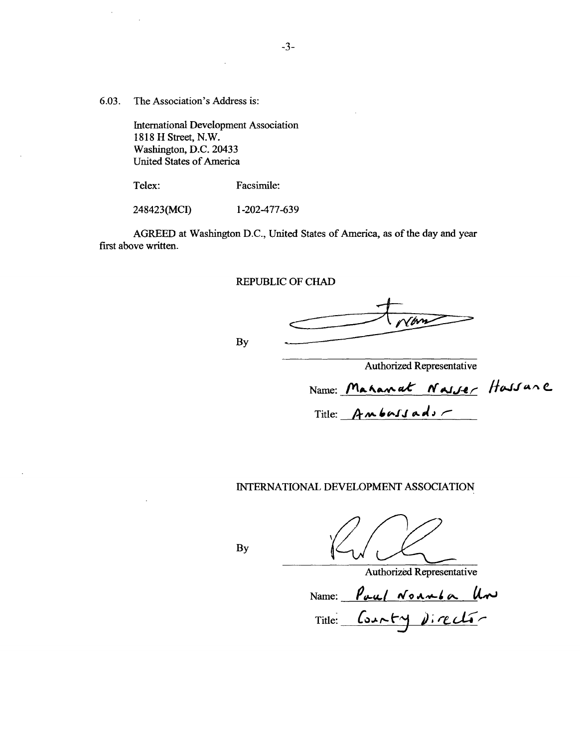6.03. The Association's Address is:

International Development Association
1818 H Street, N.W.
Washington, D.C. 20433
United States of America

| Telex: | Facsimile: |
|---|---|
| 248423(MCI) | 1-202-477-639 |

AGREED at Washington D.C., United States of America, as of the day and year first above written.

REPUBLIC OF CHAD

By ______________________

Authorized Representative

Name: Mahamat Nasser Hassane

Title: Ambassador

INTERNATIONAL DEVELOPMENT ASSOCIATION

By ______________________

Authorized Representative

Name: Paul Noumba Um

Title: Country Director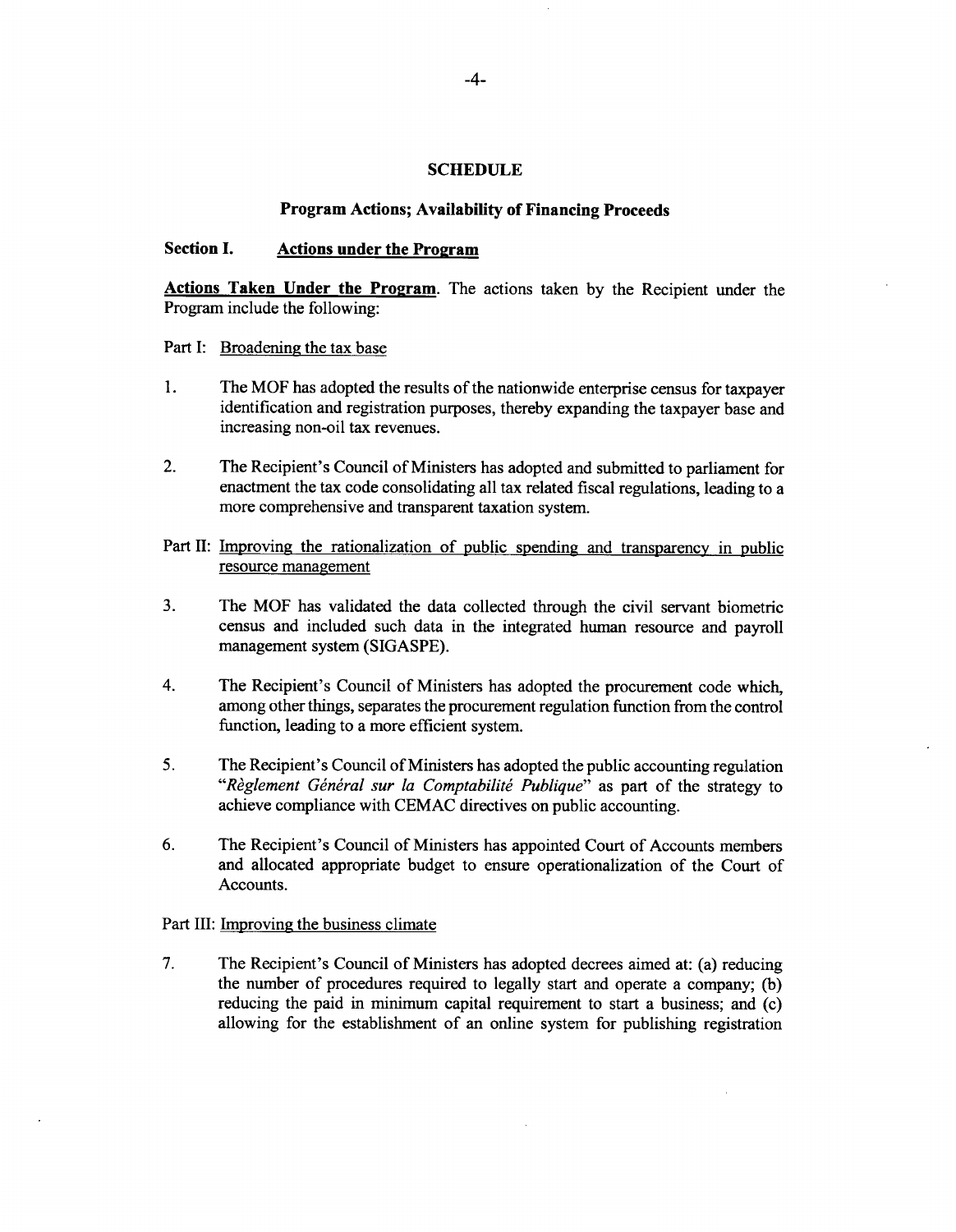# SCHEDULE

## Program Actions; Availability of Financing Proceeds

### Section I. Actions under the Program

**Actions Taken Under the Program**. The actions taken by the Recipient under the Program include the following:

Part I: Broadening the tax base

1. The MOF has adopted the results of the nationwide enterprise census for taxpayer identification and registration purposes, thereby expanding the taxpayer base and increasing non-oil tax revenues.

2. The Recipient's Council of Ministers has adopted and submitted to parliament for enactment the tax code consolidating all tax related fiscal regulations, leading to a more comprehensive and transparent taxation system.

Part II: Improving the rationalization of public spending and transparency in public resource management

3. The MOF has validated the data collected through the civil servant biometric census and included such data in the integrated human resource and payroll management system (SIGASPE).

4. The Recipient's Council of Ministers has adopted the procurement code which, among other things, separates the procurement regulation function from the control function, leading to a more efficient system.

5. The Recipient's Council of Ministers has adopted the public accounting regulation "*Règlement Général sur la Comptabilité Publique*" as part of the strategy to achieve compliance with CEMAC directives on public accounting.

6. The Recipient's Council of Ministers has appointed Court of Accounts members and allocated appropriate budget to ensure operationalization of the Court of Accounts.

Part III: Improving the business climate

7. The Recipient's Council of Ministers has adopted decrees aimed at: (a) reducing the number of procedures required to legally start and operate a company; (b) reducing the paid in minimum capital requirement to start a business; and (c) allowing for the establishment of an online system for publishing registration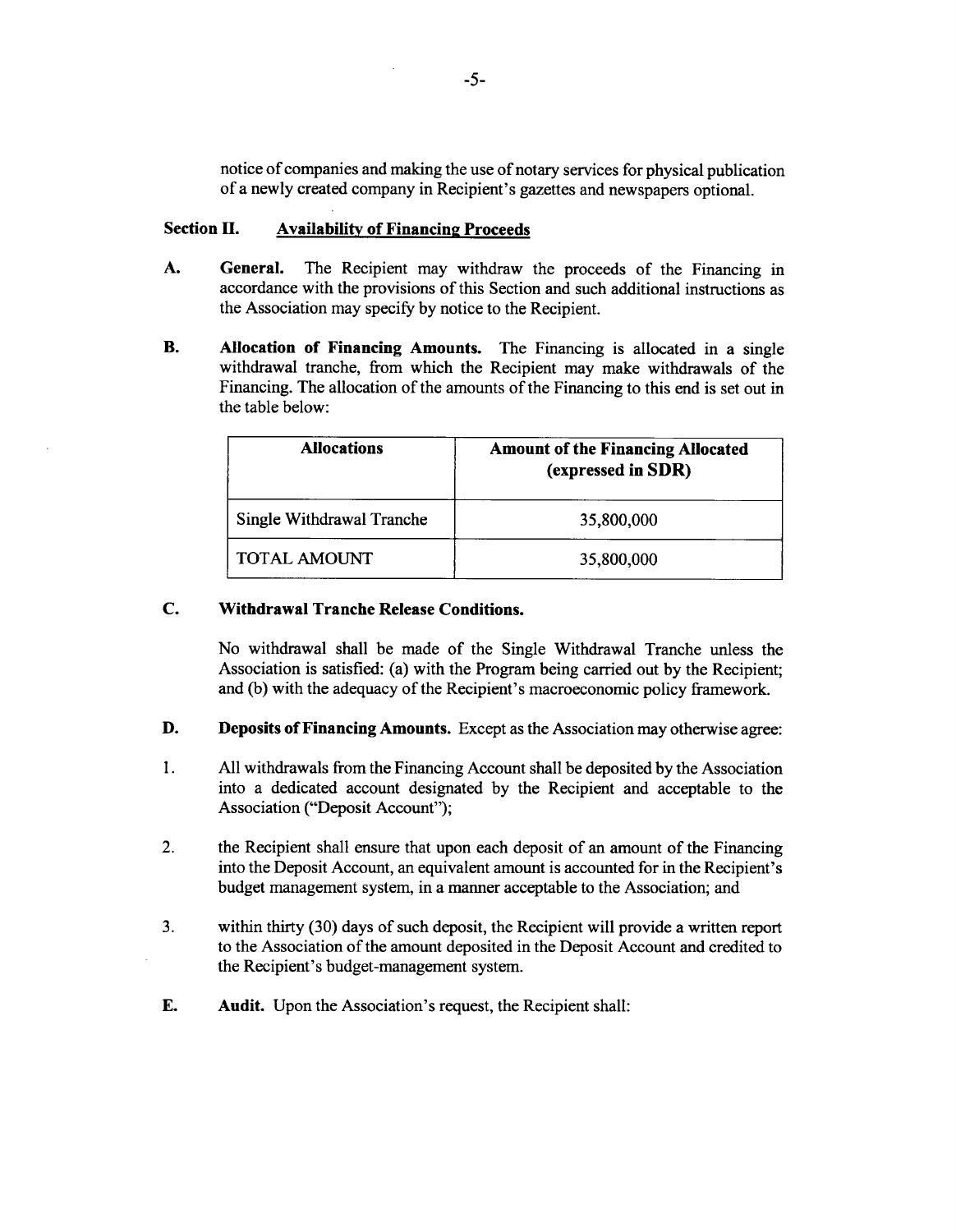notice of companies and making the use of notary services for physical publication of a newly created company in Recipient's gazettes and newspapers optional.

## Section II. Availability of Financing Proceeds

**A. General.** The Recipient may withdraw the proceeds of the Financing in accordance with the provisions of this Section and such additional instructions as the Association may specify by notice to the Recipient.

**B. Allocation of Financing Amounts.** The Financing is allocated in a single withdrawal tranche, from which the Recipient may make withdrawals of the Financing. The allocation of the amounts of the Financing to this end is set out in the table below:

| Allocations | Amount of the Financing Allocated (expressed in SDR) |
|---|---|
| Single Withdrawal Tranche | 35,800,000 |
| TOTAL AMOUNT | 35,800,000 |

**C. Withdrawal Tranche Release Conditions.**

No withdrawal shall be made of the Single Withdrawal Tranche unless the Association is satisfied: (a) with the Program being carried out by the Recipient; and (b) with the adequacy of the Recipient's macroeconomic policy framework.

**D. Deposits of Financing Amounts.** Except as the Association may otherwise agree:

1. All withdrawals from the Financing Account shall be deposited by the Association into a dedicated account designated by the Recipient and acceptable to the Association ("Deposit Account");

2. the Recipient shall ensure that upon each deposit of an amount of the Financing into the Deposit Account, an equivalent amount is accounted for in the Recipient's budget management system, in a manner acceptable to the Association; and

3. within thirty (30) days of such deposit, the Recipient will provide a written report to the Association of the amount deposited in the Deposit Account and credited to the Recipient's budget-management system.

**E. Audit.** Upon the Association's request, the Recipient shall: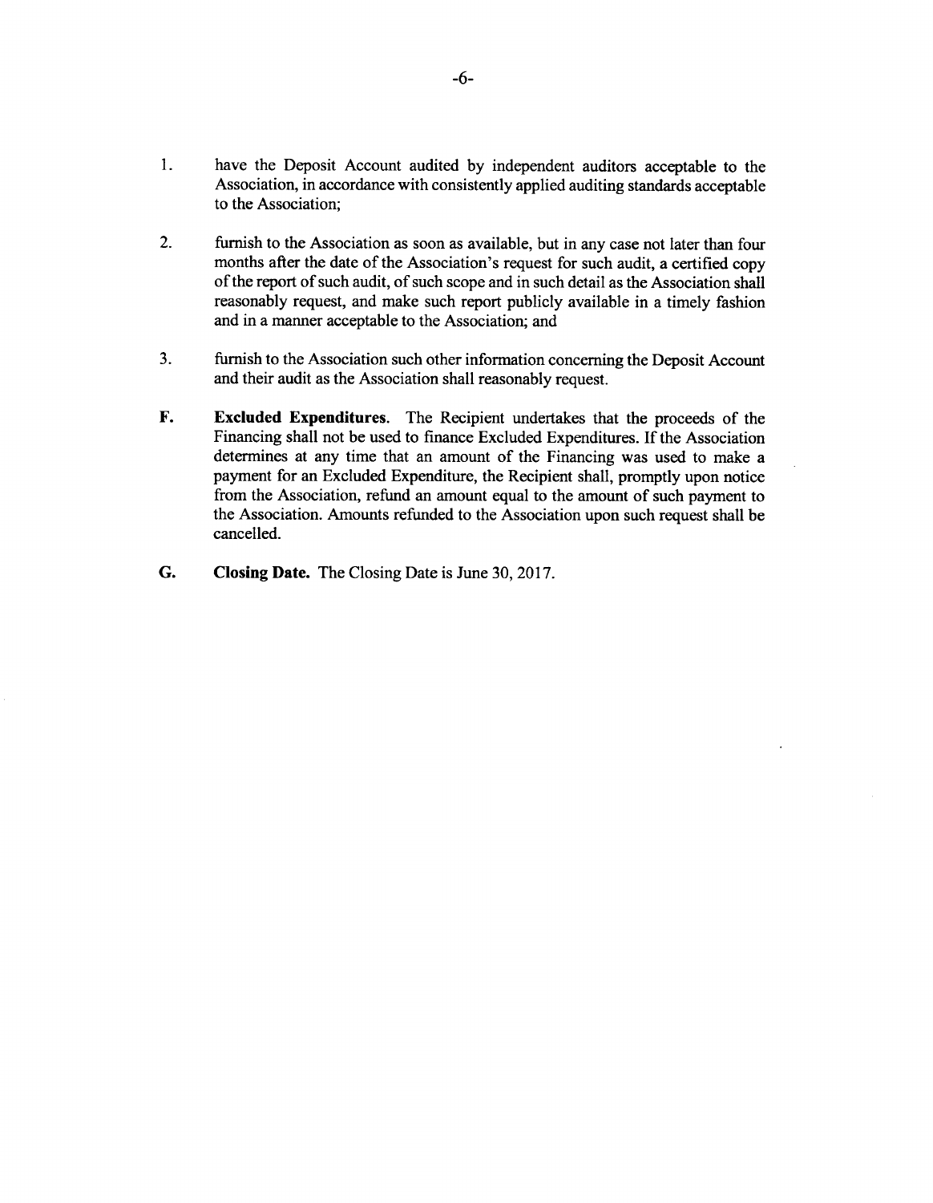1. have the Deposit Account audited by independent auditors acceptable to the Association, in accordance with consistently applied auditing standards acceptable to the Association;

2. furnish to the Association as soon as available, but in any case not later than four months after the date of the Association's request for such audit, a certified copy of the report of such audit, of such scope and in such detail as the Association shall reasonably request, and make such report publicly available in a timely fashion and in a manner acceptable to the Association; and

3. furnish to the Association such other information concerning the Deposit Account and their audit as the Association shall reasonably request.

**F. Excluded Expenditures.** The Recipient undertakes that the proceeds of the Financing shall not be used to finance Excluded Expenditures. If the Association determines at any time that an amount of the Financing was used to make a payment for an Excluded Expenditure, the Recipient shall, promptly upon notice from the Association, refund an amount equal to the amount of such payment to the Association. Amounts refunded to the Association upon such request shall be cancelled.

**G. Closing Date.** The Closing Date is June 30, 2017.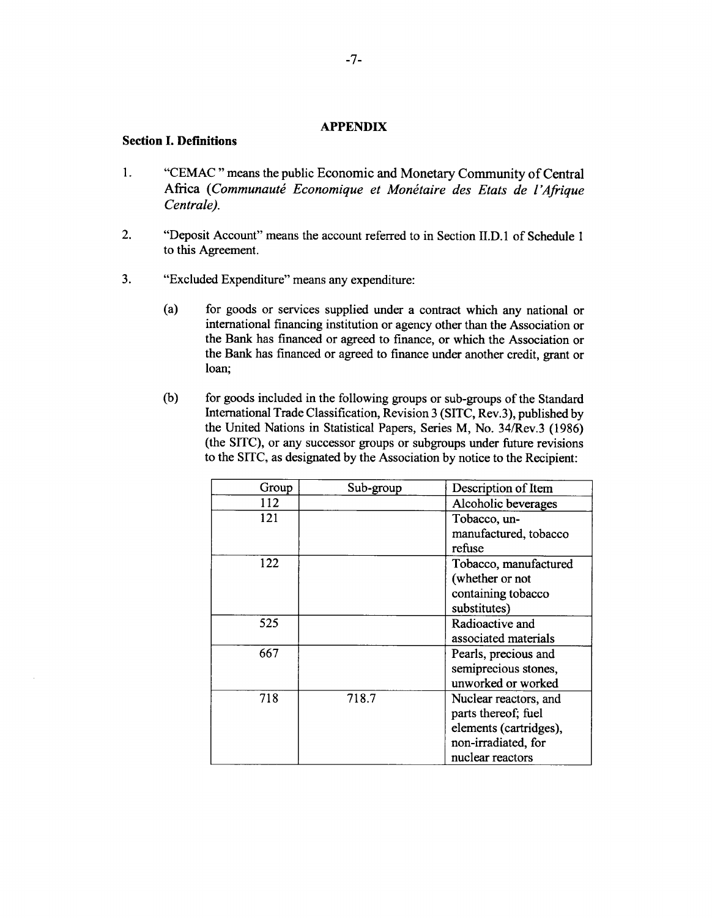## APPENDIX

### Section I. Definitions

1. "CEMAC " means the public Economic and Monetary Community of Central Africa (*Communauté Economique et Monétaire des Etats de l'Afrique Centrale).*

2. "Deposit Account" means the account referred to in Section II.D.1 of Schedule 1 to this Agreement.

3. "Excluded Expenditure" means any expenditure:

   (a) for goods or services supplied under a contract which any national or international financing institution or agency other than the Association or the Bank has financed or agreed to finance, or which the Association or the Bank has financed or agreed to finance under another credit, grant or loan;

   (b) for goods included in the following groups or sub-groups of the Standard International Trade Classification, Revision 3 (SITC, Rev.3), published by the United Nations in Statistical Papers, Series M, No. 34/Rev.3 (1986) (the SITC), or any successor groups or subgroups under future revisions to the SITC, as designated by the Association by notice to the Recipient:

| Group | Sub-group | Description of Item |
|---|---|---|
| 112 | | Alcoholic beverages |
| 121 | | Tobacco, un-manufactured, tobacco refuse |
| 122 | | Tobacco, manufactured (whether or not containing tobacco substitutes) |
| 525 | | Radioactive and associated materials |
| 667 | | Pearls, precious and semiprecious stones, unworked or worked |
| 718 | 718.7 | Nuclear reactors, and parts thereof; fuel elements (cartridges), non-irradiated, for nuclear reactors |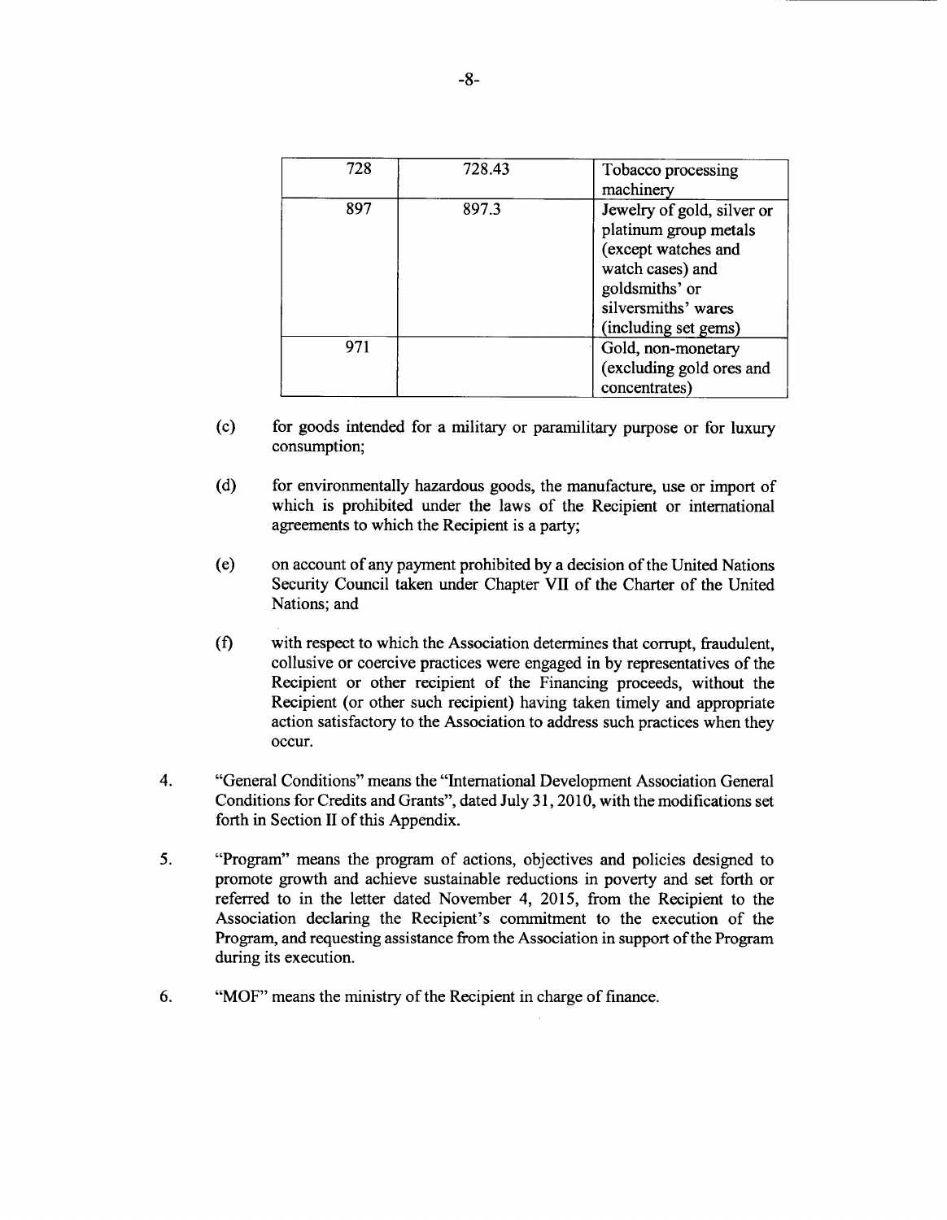| 728 | 728.43 | Tobacco processing machinery |
|---|---|---|
| 897 | 897.3 | Jewelry of gold, silver or platinum group metals (except watches and watch cases) and goldsmiths' or silversmiths' wares (including set gems) |
| 971 | | Gold, non-monetary (excluding gold ores and concentrates) |

(c) for goods intended for a military or paramilitary purpose or for luxury consumption;

(d) for environmentally hazardous goods, the manufacture, use or import of which is prohibited under the laws of the Recipient or international agreements to which the Recipient is a party;

(e) on account of any payment prohibited by a decision of the United Nations Security Council taken under Chapter VII of the Charter of the United Nations; and

(f) with respect to which the Association determines that corrupt, fraudulent, collusive or coercive practices were engaged in by representatives of the Recipient or other recipient of the Financing proceeds, without the Recipient (or other such recipient) having taken timely and appropriate action satisfactory to the Association to address such practices when they occur.

4. "General Conditions" means the "International Development Association General Conditions for Credits and Grants", dated July 31, 2010, with the modifications set forth in Section II of this Appendix.

5. "Program" means the program of actions, objectives and policies designed to promote growth and achieve sustainable reductions in poverty and set forth or referred to in the letter dated November 4, 2015, from the Recipient to the Association declaring the Recipient's commitment to the execution of the Program, and requesting assistance from the Association in support of the Program during its execution.

6. "MOF" means the ministry of the Recipient in charge of finance.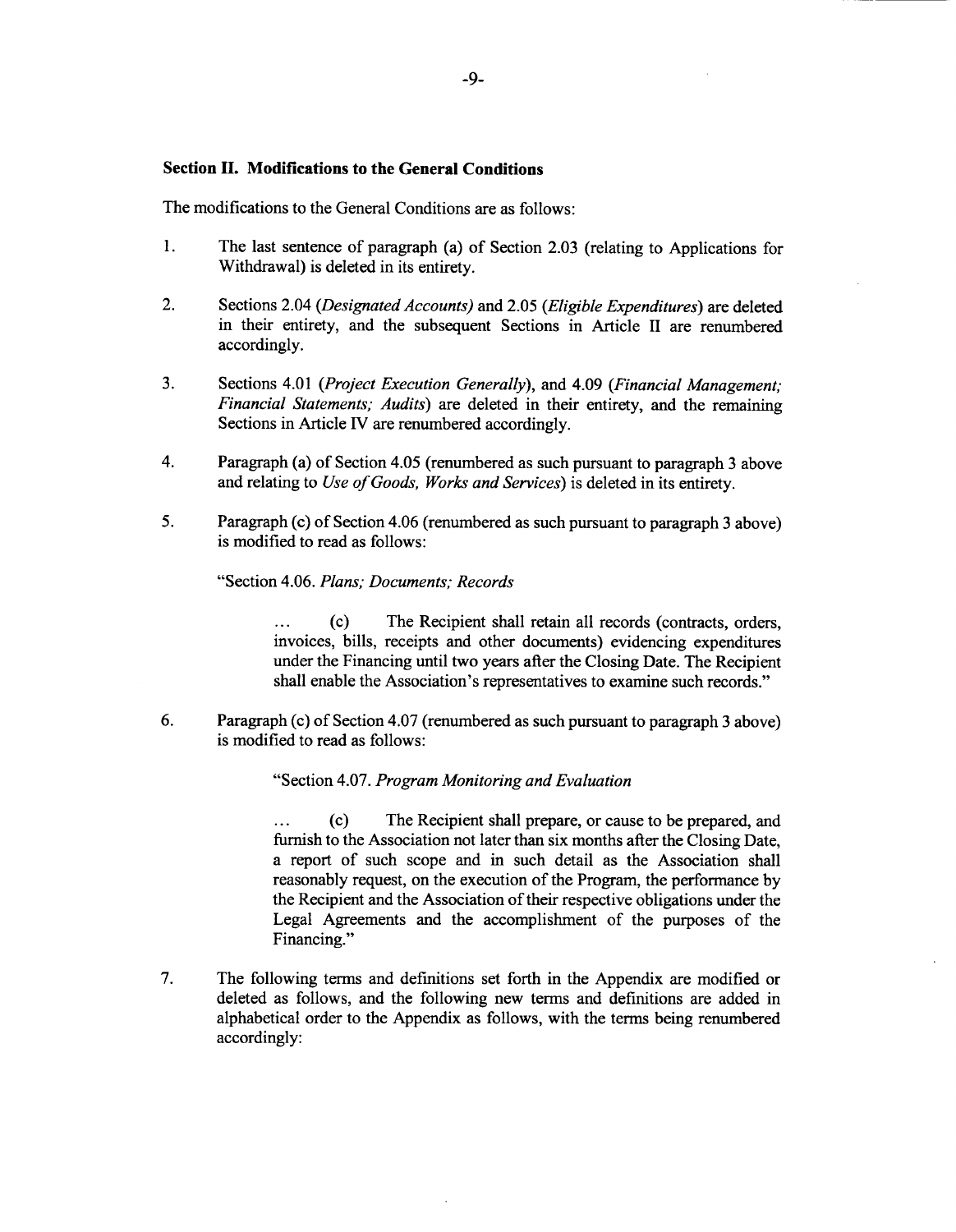**Section II. Modifications to the General Conditions**

The modifications to the General Conditions are as follows:

1. The last sentence of paragraph (a) of Section 2.03 (relating to Applications for Withdrawal) is deleted in its entirety.

2. Sections 2.04 (*Designated Accounts*) and 2.05 (*Eligible Expenditures*) are deleted in their entirety, and the subsequent Sections in Article II are renumbered accordingly.

3. Sections 4.01 (*Project Execution Generally*), and 4.09 (*Financial Management; Financial Statements; Audits*) are deleted in their entirety, and the remaining Sections in Article IV are renumbered accordingly.

4. Paragraph (a) of Section 4.05 (renumbered as such pursuant to paragraph 3 above and relating to *Use of Goods, Works and Services*) is deleted in its entirety.

5. Paragraph (c) of Section 4.06 (renumbered as such pursuant to paragraph 3 above) is modified to read as follows:

   "Section 4.06. *Plans; Documents; Records*

   ... (c) The Recipient shall retain all records (contracts, orders, invoices, bills, receipts and other documents) evidencing expenditures under the Financing until two years after the Closing Date. The Recipient shall enable the Association's representatives to examine such records."

6. Paragraph (c) of Section 4.07 (renumbered as such pursuant to paragraph 3 above) is modified to read as follows:

   "Section 4.07. *Program Monitoring and Evaluation*

   ... (c) The Recipient shall prepare, or cause to be prepared, and furnish to the Association not later than six months after the Closing Date, a report of such scope and in such detail as the Association shall reasonably request, on the execution of the Program, the performance by the Recipient and the Association of their respective obligations under the Legal Agreements and the accomplishment of the purposes of the Financing."

7. The following terms and definitions set forth in the Appendix are modified or deleted as follows, and the following new terms and definitions are added in alphabetical order to the Appendix as follows, with the terms being renumbered accordingly: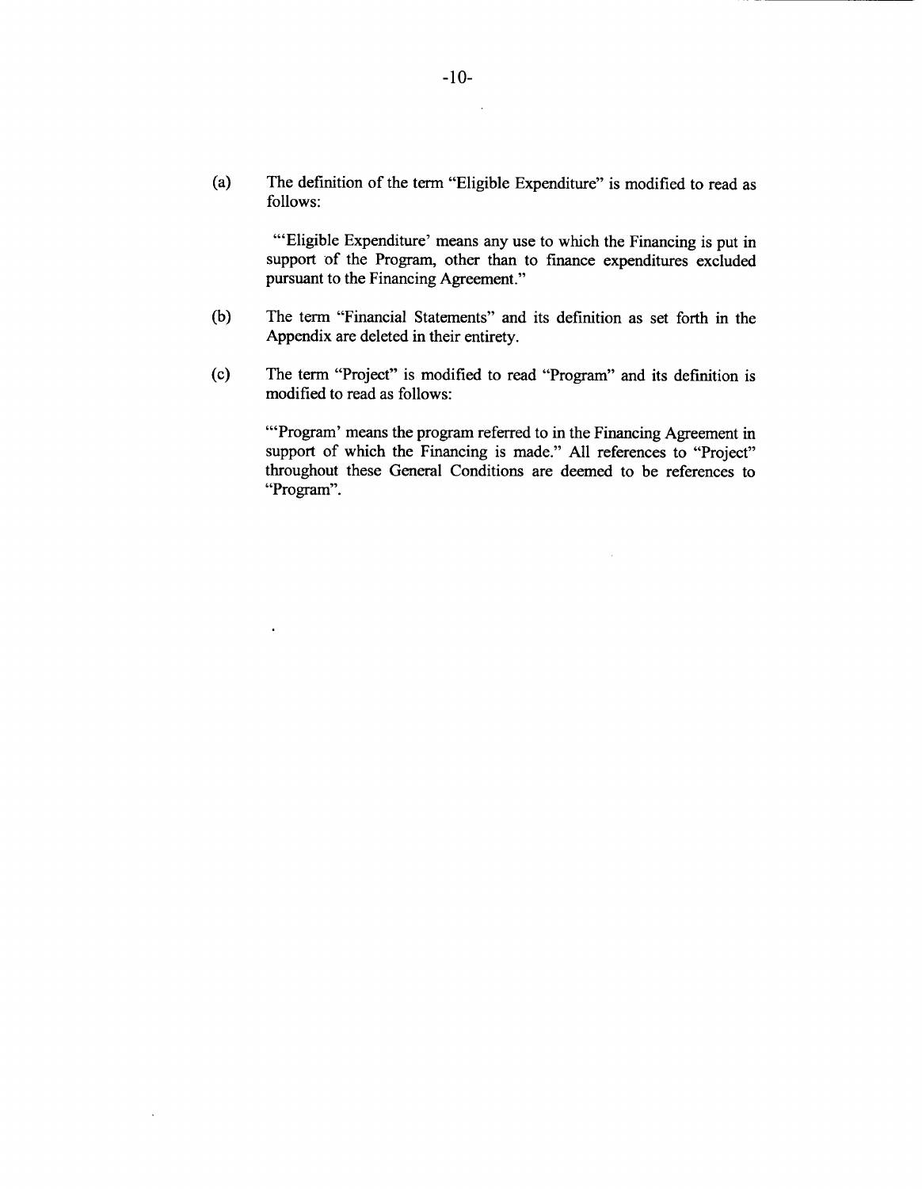(a) The definition of the term "Eligible Expenditure" is modified to read as follows:

> "'Eligible Expenditure' means any use to which the Financing is put in support of the Program, other than to finance expenditures excluded pursuant to the Financing Agreement."

(b) The term "Financial Statements" and its definition as set forth in the Appendix are deleted in their entirety.

(c) The term "Project" is modified to read "Program" and its definition is modified to read as follows:

> "'Program' means the program referred to in the Financing Agreement in support of which the Financing is made." All references to "Project" throughout these General Conditions are deemed to be references to "Program".